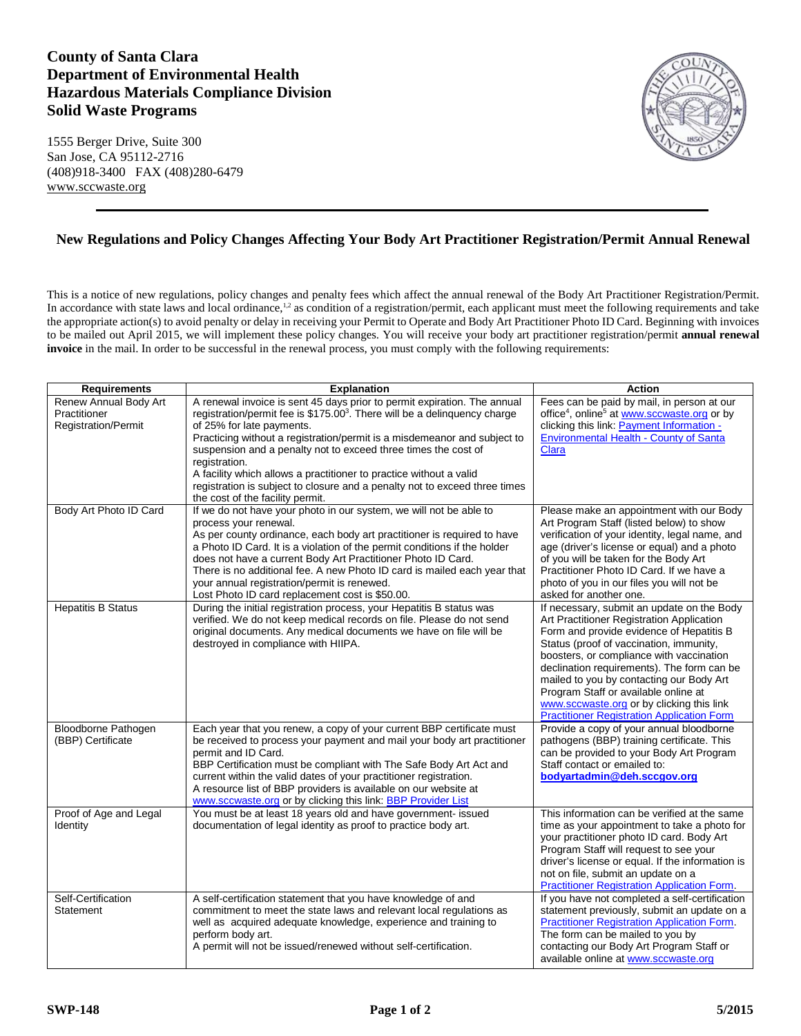**County of Santa Clara**
**Department of Environmental Health**
**Hazardous Materials Compliance Division**
**Solid Waste Programs**

1555 Berger Drive, Suite 300
San Jose, CA 95112-2716
(408)918-3400 FAX (408)280-6479
www.sccwaste.org

---

## New Regulations and Policy Changes Affecting Your Body Art Practitioner Registration/Permit Annual Renewal

This is a notice of new regulations, policy changes and penalty fees which affect the annual renewal of the Body Art Practitioner Registration/Permit. In accordance with state laws and local ordinance,[1,2] as condition of a registration/permit, each applicant must meet the following requirements and take the appropriate action(s) to avoid penalty or delay in receiving your Permit to Operate and Body Art Practitioner Photo ID Card. Beginning with invoices to be mailed out April 2015, we will implement these policy changes. You will receive your body art practitioner registration/permit **annual renewal invoice** in the mail. In order to be successful in the renewal process, you must comply with the following requirements:

| Requirements | Explanation | Action |
|---|---|---|
| Renew Annual Body Art Practitioner Registration/Permit | A renewal invoice is sent 45 days prior to permit expiration. The annual registration/permit fee is $175.00[3]. There will be a delinquency charge of 25% for late payments.<br>Practicing without a registration/permit is a misdemeanor and subject to suspension and a penalty not to exceed three times the cost of registration.<br>A facility which allows a practitioner to practice without a valid registration is subject to closure and a penalty not to exceed three times the cost of the facility permit. | Fees can be paid by mail, in person at our office[4], online[5] at www.sccwaste.org or by clicking this link: Payment Information - Environmental Health - County of Santa Clara |
| Body Art Photo ID Card | If we do not have your photo in our system, we will not be able to process your renewal.<br>As per county ordinance, each body art practitioner is required to have a Photo ID Card. It is a violation of the permit conditions if the holder does not have a current Body Art Practitioner Photo ID Card.<br>There is no additional fee. A new Photo ID card is mailed each year that your annual registration/permit is renewed.<br>Lost Photo ID card replacement cost is $50.00. | Please make an appointment with our Body Art Program Staff (listed below) to show verification of your identity, legal name, and age (driver's license or equal) and a photo of you will be taken for the Body Art Practitioner Photo ID Card. If we have a photo of you in our files you will not be asked for another one. |
| Hepatitis B Status | During the initial registration process, your Hepatitis B status was verified. We do not keep medical records on file. Please do not send original documents. Any medical documents we have on file will be destroyed in compliance with HIIPA. | If necessary, submit an update on the Body Art Practitioner Registration Application Form and provide evidence of Hepatitis B Status (proof of vaccination, immunity, boosters, or compliance with vaccination declination requirements). The form can be mailed to you by contacting our Body Art Program Staff or available online at www.sccwaste.org or by clicking this link Practitioner Registration Application Form |
| Bloodborne Pathogen (BBP) Certificate | Each year that you renew, a copy of your current BBP certificate must be received to process your payment and mail your body art practitioner permit and ID Card.<br>BBP Certification must be compliant with The Safe Body Art Act and current within the valid dates of your practitioner registration.<br>A resource list of BBP providers is available on our website at www.sccwaste.org or by clicking this link: BBP Provider List | Provide a copy of your annual bloodborne pathogens (BBP) training certificate. This can be provided to your Body Art Program Staff contact or emailed to: **bodyartadmin@deh.sccgov.org** |
| Proof of Age and Legal Identity | You must be at least 18 years old and have government- issued documentation of legal identity as proof to practice body art. | This information can be verified at the same time as your appointment to take a photo for your practitioner photo ID card. Body Art Program Staff will request to see your driver's license or equal. If the information is not on file, submit an update on a Practitioner Registration Application Form. |
| Self-Certification Statement | A self-certification statement that you have knowledge of and commitment to meet the state laws and relevant local regulations as well as acquired adequate knowledge, experience and training to perform body art.<br>A permit will not be issued/renewed without self-certification. | If you have not completed a self-certification statement previously, submit an update on a Practitioner Registration Application Form. The form can be mailed to you by contacting our Body Art Program Staff or available online at www.sccwaste.org |

SWP-148 5/2015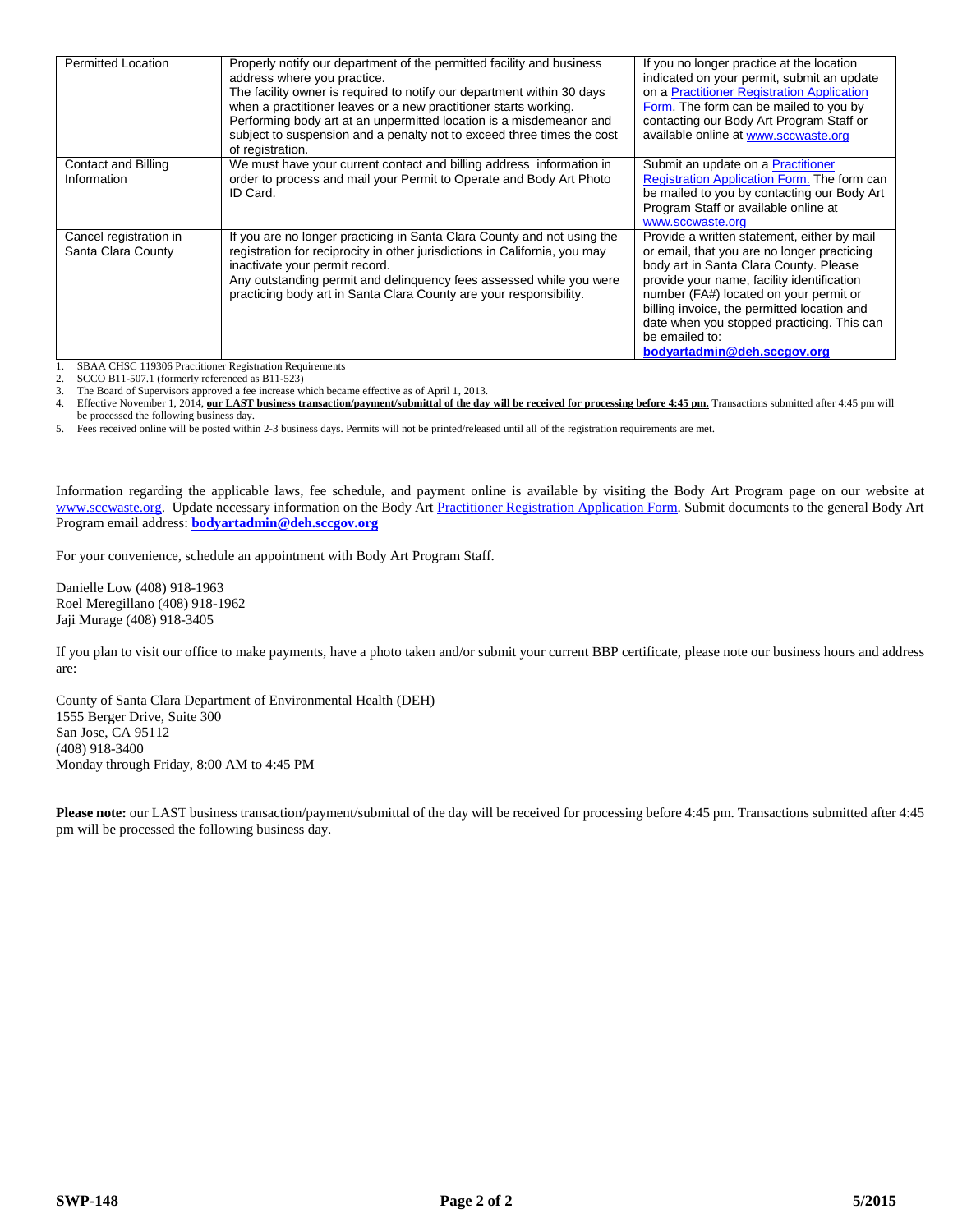| | | |
|---|---|---|
| Permitted Location | Properly notify our department of the permitted facility and business address where you practice.<br>The facility owner is required to notify our department within 30 days when a practitioner leaves or a new practitioner starts working.<br>Performing body art at an unpermitted location is a misdemeanor and subject to suspension and a penalty not to exceed three times the cost of registration. | If you no longer practice at the location indicated on your permit, submit an update on a Practitioner Registration Application Form. The form can be mailed to you by contacting our Body Art Program Staff or available online at www.sccwaste.org |
| Contact and Billing Information | We must have your current contact and billing address information in order to process and mail your Permit to Operate and Body Art Photo ID Card. | Submit an update on a Practitioner Registration Application Form. The form can be mailed to you by contacting our Body Art Program Staff or available online at www.sccwaste.org |
| Cancel registration in Santa Clara County | If you are no longer practicing in Santa Clara County and not using the registration for reciprocity in other jurisdictions in California, you may inactivate your permit record.<br>Any outstanding permit and delinquency fees assessed while you were practicing body art in Santa Clara County are your responsibility. | Provide a written statement, either by mail or email, that you are no longer practicing body art in Santa Clara County. Please provide your name, facility identification number (FA#) located on your permit or billing invoice, the permitted location and date when you stopped practicing. This can be emailed to: **bodyartadmin@deh.sccgov.org** |

1. SBAA CHSC 119306 Practitioner Registration Requirements
2. SCCO B11-507.1 (formerly referenced as B11-523)
3. The Board of Supervisors approved a fee increase which became effective as of April 1, 2013.
4. Effective November 1, 2014, **our LAST business transaction/payment/submittal of the day will be received for processing before 4:45 pm.** Transactions submitted after 4:45 pm will be processed the following business day.
5. Fees received online will be posted within 2-3 business days. Permits will not be printed/released until all of the registration requirements are met.

Information regarding the applicable laws, fee schedule, and payment online is available by visiting the Body Art Program page on our website at www.sccwaste.org. Update necessary information on the Body Art Practitioner Registration Application Form. Submit documents to the general Body Art Program email address: **bodyartadmin@deh.sccgov.org**

For your convenience, schedule an appointment with Body Art Program Staff.

Danielle Low (408) 918-1963
Roel Meregillano (408) 918-1962
Jaji Murage (408) 918-3405

If you plan to visit our office to make payments, have a photo taken and/or submit your current BBP certificate, please note our business hours and address are:

County of Santa Clara Department of Environmental Health (DEH)
1555 Berger Drive, Suite 300
San Jose, CA 95112
(408) 918-3400
Monday through Friday, 8:00 AM to 4:45 PM

**Please note:** our LAST business transaction/payment/submittal of the day will be received for processing before 4:45 pm. Transactions submitted after 4:45 pm will be processed the following business day.